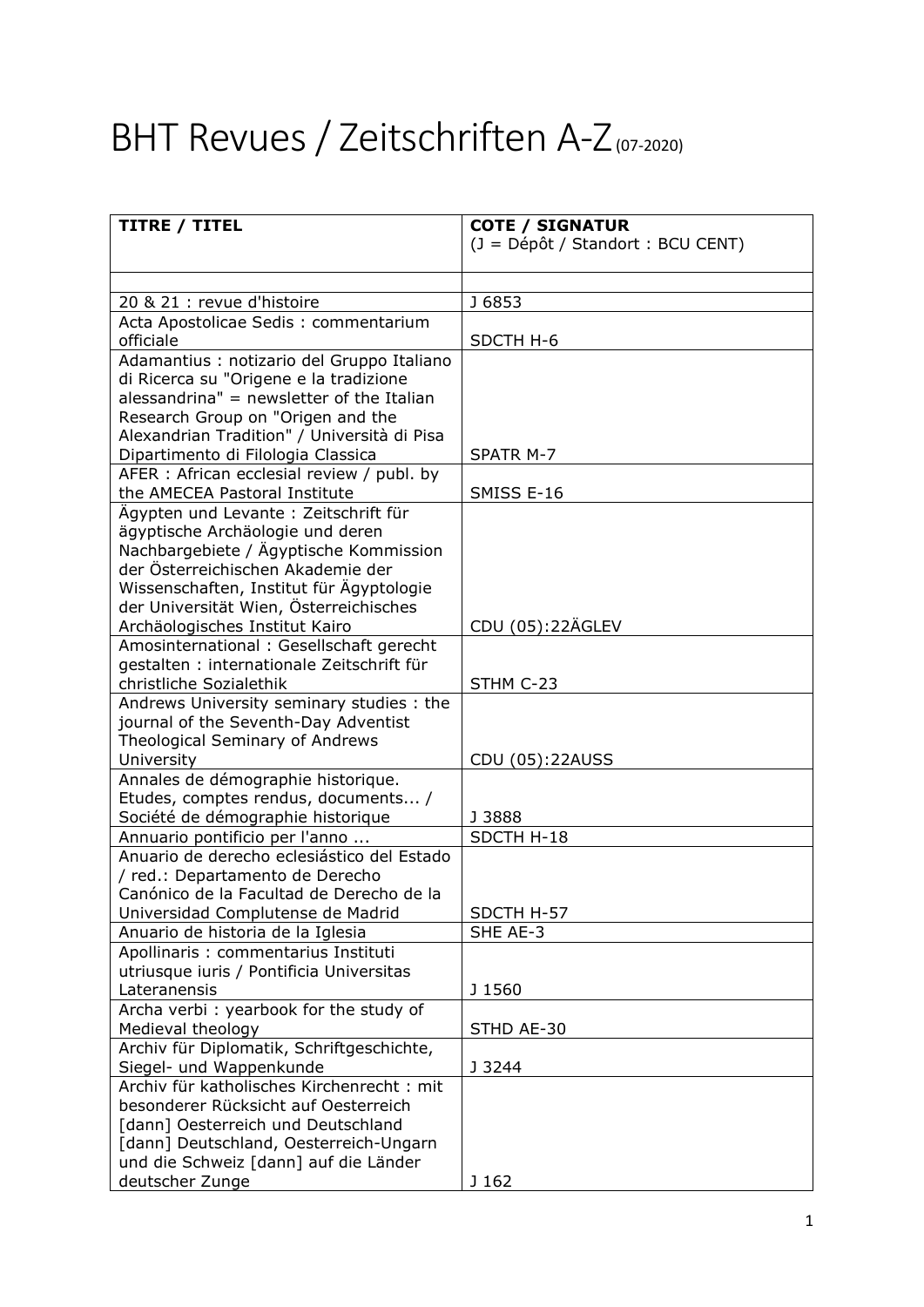# BHT Revues / Zeitschriften A-Z (07-2020)

| **TITRE / TITEL** | **COTE / SIGNATUR** (J = Dépôt / Standort : BCU CENT) |
|---|---|
| | |
| 20 & 21 : revue d'histoire | J 6853 |
| Acta Apostolicae Sedis : commentarium officiale | SDCTH H-6 |
| Adamantius : notizario del Gruppo Italiano di Ricerca su "Origene e la tradizione alessandrina" = newsletter of the Italian Research Group on "Origen and the Alexandrian Tradition" / Università di Pisa Dipartimento di Filologia Classica | SPATR M-7 |
| AFER : African ecclesial review / publ. by the AMECEA Pastoral Institute | SMISS E-16 |
| Ägypten und Levante : Zeitschrift für ägyptische Archäologie und deren Nachbargebiete / Ägyptische Kommission der Österreichischen Akademie der Wissenschaften, Institut für Ägyptologie der Universität Wien, Österreichisches Archäologisches Institut Kairo | CDU (05):22ÄGLEV |
| Amosinternational : Gesellschaft gerecht gestalten : internationale Zeitschrift für christliche Sozialethik | STHM C-23 |
| Andrews University seminary studies : the journal of the Seventh-Day Adventist Theological Seminary of Andrews University | CDU (05):22AUSS |
| Annales de démographie historique. Etudes, comptes rendus, documents... / Société de démographie historique | J 3888 |
| Annuario pontificio per l'anno ... | SDCTH H-18 |
| Anuario de derecho eclesiástico del Estado / red.: Departamento de Derecho Canónico de la Facultad de Derecho de la Universidad Complutense de Madrid | SDCTH H-57 |
| Anuario de historia de la Iglesia | SHE AE-3 |
| Apollinaris : commentarius Instituti utriusque iuris / Pontificia Universitas Lateranensis | J 1560 |
| Archa verbi : yearbook for the study of Medieval theology | STHD AE-30 |
| Archiv für Diplomatik, Schriftgeschichte, Siegel- und Wappenkunde | J 3244 |
| Archiv für katholisches Kirchenrecht : mit besonderer Rücksicht auf Oesterreich [dann] Oesterreich und Deutschland [dann] Deutschland, Oesterreich-Ungarn und die Schweiz [dann] auf die Länder deutscher Zunge | J 162 |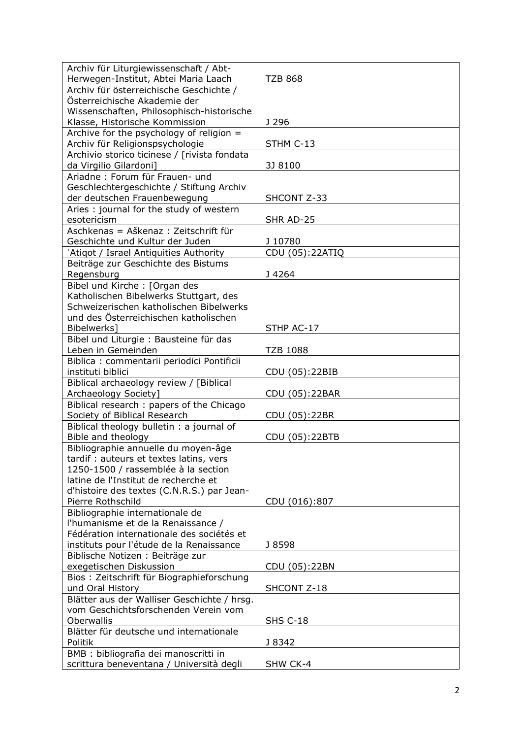| | |
|---|---|
| Archiv für Liturgiewissenschaft / Abt-Herwegen-Institut, Abtei Maria Laach | TZB 868 |
| Archiv für österreichische Geschichte / Österreichische Akademie der Wissenschaften, Philosophisch-historische Klasse, Historische Kommission | J 296 |
| Archive for the psychology of religion = Archiv für Religionspsychologie | STHM C-13 |
| Archivio storico ticinese / [rivista fondata da Virgilio Gilardoni] | 3J 8100 |
| Ariadne : Forum für Frauen- und Geschlechtergeschichte / Stiftung Archiv der deutschen Frauenbewegung | SHCONT Z-33 |
| Aries : journal for the study of western esotericism | SHR AD-25 |
| Aschkenas = Aškenaz : Zeitschrift für Geschichte und Kultur der Juden | J 10780 |
| ʿAtiqot / Israel Antiquities Authority | CDU (05):22ATIQ |
| Beiträge zur Geschichte des Bistums Regensburg | J 4264 |
| Bibel und Kirche : [Organ des Katholischen Bibelwerks Stuttgart, des Schweizerischen katholischen Bibelwerks und des Österreichischen katholischen Bibelwerks] | STHP AC-17 |
| Bibel und Liturgie : Bausteine für das Leben in Gemeinden | TZB 1088 |
| Biblica : commentarii periodici Pontificii instituti biblici | CDU (05):22BIB |
| Biblical archaeology review / [Biblical Archaeology Society] | CDU (05):22BAR |
| Biblical research : papers of the Chicago Society of Biblical Research | CDU (05):22BR |
| Biblical theology bulletin : a journal of Bible and theology | CDU (05):22BTB |
| Bibliographie annuelle du moyen-âge tardif : auteurs et textes latins, vers 1250-1500 / rassemblée à la section latine de l'Institut de recherche et d'histoire des textes (C.N.R.S.) par Jean-Pierre Rothschild | CDU (016):807 |
| Bibliographie internationale de l'humanisme et de la Renaissance / Fédération internationale des sociétés et instituts pour l'étude de la Renaissance | J 8598 |
| Biblische Notizen : Beiträge zur exegetischen Diskussion | CDU (05):22BN |
| Bios : Zeitschrift für Biographieforschung und Oral History | SHCONT Z-18 |
| Blätter aus der Walliser Geschichte / hrsg. vom Geschichtsforschenden Verein vom Oberwallis | SHS C-18 |
| Blätter für deutsche und internationale Politik | J 8342 |
| BMB : bibliografia dei manoscritti in scrittura beneventana / Università degli | SHW CK-4 |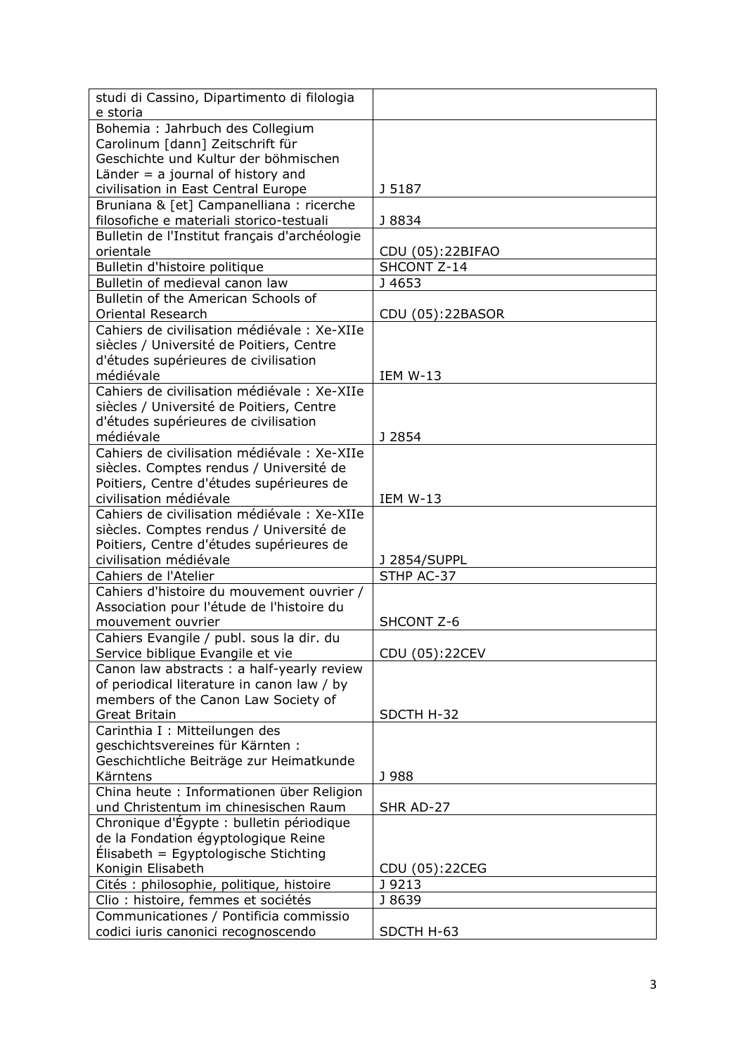| | |
|---|---|
| studi di Cassino, Dipartimento di filologia e storia | |
| Bohemia : Jahrbuch des Collegium Carolinum [dann] Zeitschrift für Geschichte und Kultur der böhmischen Länder = a journal of history and civilisation in East Central Europe | J 5187 |
| Bruniana & [et] Campanelliana : ricerche filosofiche e materiali storico-testuali | J 8834 |
| Bulletin de l'Institut français d'archéologie orientale | CDU (05):22BIFAO |
| Bulletin d'histoire politique | SHCONT Z-14 |
| Bulletin of medieval canon law | J 4653 |
| Bulletin of the American Schools of Oriental Research | CDU (05):22BASOR |
| Cahiers de civilisation médiévale : Xe-XIIe siècles / Université de Poitiers, Centre d'études supérieures de civilisation médiévale | IEM W-13 |
| Cahiers de civilisation médiévale : Xe-XIIe siècles / Université de Poitiers, Centre d'études supérieures de civilisation médiévale | J 2854 |
| Cahiers de civilisation médiévale : Xe-XIIe siècles. Comptes rendus / Université de Poitiers, Centre d'études supérieures de civilisation médiévale | IEM W-13 |
| Cahiers de civilisation médiévale : Xe-XIIe siècles. Comptes rendus / Université de Poitiers, Centre d'études supérieures de civilisation médiévale | J 2854/SUPPL |
| Cahiers de l'Atelier | STHP AC-37 |
| Cahiers d'histoire du mouvement ouvrier / Association pour l'étude de l'histoire du mouvement ouvrier | SHCONT Z-6 |
| Cahiers Evangile / publ. sous la dir. du Service biblique Evangile et vie | CDU (05):22CEV |
| Canon law abstracts : a half-yearly review of periodical literature in canon law / by members of the Canon Law Society of Great Britain | SDCTH H-32 |
| Carinthia I : Mitteilungen des geschichtsvereines für Kärnten : Geschichtliche Beiträge zur Heimatkunde Kärntens | J 988 |
| China heute : Informationen über Religion und Christentum im chinesischen Raum | SHR AD-27 |
| Chronique d'Égypte : bulletin périodique de la Fondation égyptologique Reine Élisabeth = Egyptologische Stichting Konigin Elisabeth | CDU (05):22CEG |
| Cités : philosophie, politique, histoire | J 9213 |
| Clio : histoire, femmes et sociétés | J 8639 |
| Communicationes / Pontificia commissio codici iuris canonici recognoscendo | SDCTH H-63 |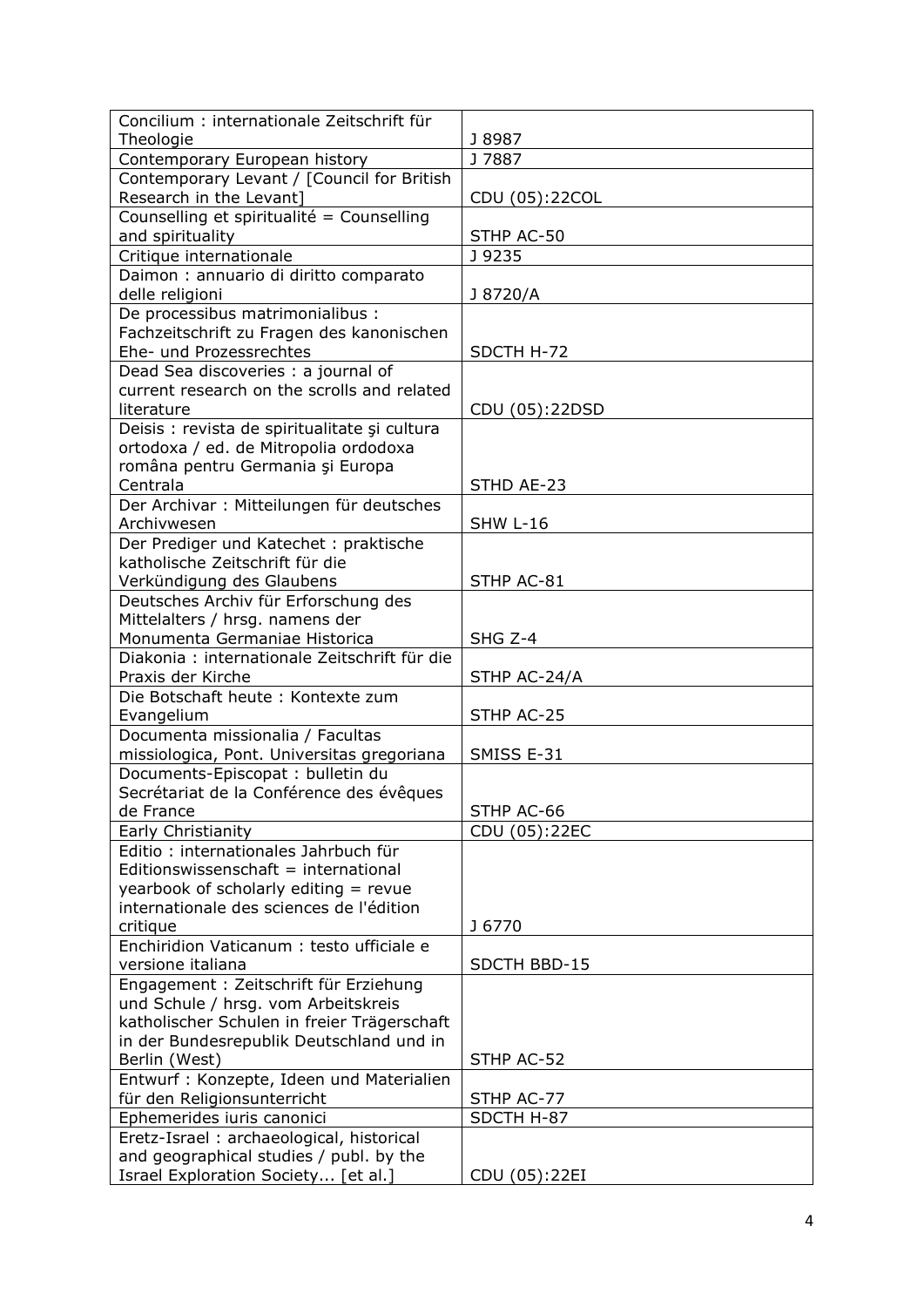| Concilium : internationale Zeitschrift für Theologie | J 8987 |
|---|---|
| Contemporary European history | J 7887 |
| Contemporary Levant / [Council for British Research in the Levant] | CDU (05):22COL |
| Counselling et spiritualité = Counselling and spirituality | STHP AC-50 |
| Critique internationale | J 9235 |
| Daimon : annuario di diritto comparato delle religioni | J 8720/A |
| De processibus matrimonialibus : Fachzeitschrift zu Fragen des kanonischen Ehe- und Prozessrechtes | SDCTH H-72 |
| Dead Sea discoveries : a journal of current research on the scrolls and related literature | CDU (05):22DSD |
| Deisis : revista de spiritualitate şi cultura ortodoxa / ed. de Mitropolia ordodoxa româna pentru Germania şi Europa Centrala | STHD AE-23 |
| Der Archivar : Mitteilungen für deutsches Archivwesen | SHW L-16 |
| Der Prediger und Katechet : praktische katholische Zeitschrift für die Verkündigung des Glaubens | STHP AC-81 |
| Deutsches Archiv für Erforschung des Mittelalters / hrsg. namens der Monumenta Germaniae Historica | SHG Z-4 |
| Diakonia : internationale Zeitschrift für die Praxis der Kirche | STHP AC-24/A |
| Die Botschaft heute : Kontexte zum Evangelium | STHP AC-25 |
| Documenta missionalia / Facultas missiologica, Pont. Universitas gregoriana | SMISS E-31 |
| Documents-Episcopat : bulletin du Secrétariat de la Conférence des évêques de France | STHP AC-66 |
| Early Christianity | CDU (05):22EC |
| Editio : internationales Jahrbuch für Editionswissenschaft = international yearbook of scholarly editing = revue internationale des sciences de l'édition critique | J 6770 |
| Enchiridion Vaticanum : testo ufficiale e versione italiana | SDCTH BBD-15 |
| Engagement : Zeitschrift für Erziehung und Schule / hrsg. vom Arbeitskreis katholischer Schulen in freier Trägerschaft in der Bundesrepublik Deutschland und in Berlin (West) | STHP AC-52 |
| Entwurf : Konzepte, Ideen und Materialien für den Religionsunterricht | STHP AC-77 |
| Ephemerides iuris canonici | SDCTH H-87 |
| Eretz-Israel : archaeological, historical and geographical studies / publ. by the Israel Exploration Society... [et al.] | CDU (05):22EI |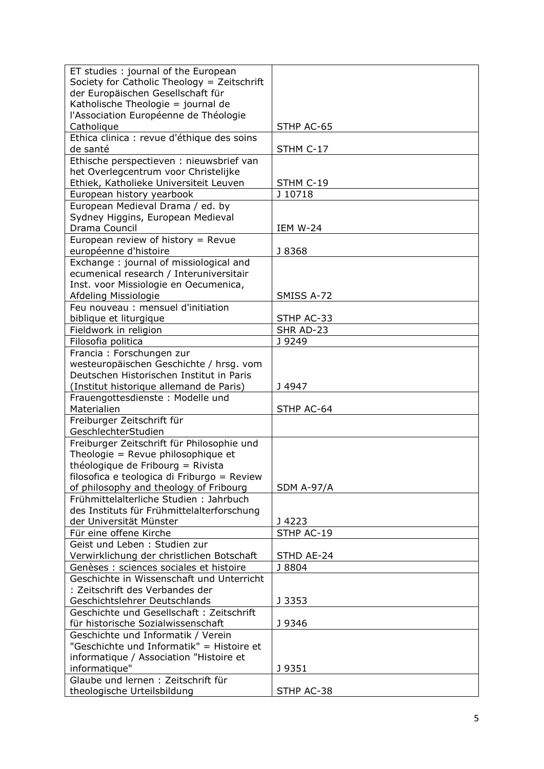| | |
|---|---|
| ET studies : journal of the European Society for Catholic Theology = Zeitschrift der Europäischen Gesellschaft für Katholische Theologie = journal de l'Association Européenne de Théologie Catholique | STHP AC-65 |
| Ethica clinica : revue d'éthique des soins de santé | STHM C-17 |
| Ethische perspectieven : nieuwsbrief van het Overlegcentrum voor Christelijke Ethiek, Katholieke Universiteit Leuven | STHM C-19 |
| European history yearbook | J 10718 |
| European Medieval Drama / ed. by Sydney Higgins, European Medieval Drama Council | IEM W-24 |
| European review of history = Revue européenne d'histoire | J 8368 |
| Exchange : journal of missiological and ecumenical research / Interuniversitair Inst. voor Missiologie en Oecumenica, Afdeling Missiologie | SMISS A-72 |
| Feu nouveau : mensuel d'initiation biblique et liturgique | STHP AC-33 |
| Fieldwork in religion | SHR AD-23 |
| Filosofia politica | J 9249 |
| Francia : Forschungen zur westeuropäischen Geschichte / hrsg. vom Deutschen Historischen Institut in Paris (Institut historique allemand de Paris) | J 4947 |
| Frauengottesdienste : Modelle und Materialien | STHP AC-64 |
| Freiburger Zeitschrift für GeschlechterStudien | |
| Freiburger Zeitschrift für Philosophie und Theologie = Revue philosophique et théologique de Fribourg = Rivista filosofica e teologica di Friburgo = Review of philosophy and theology of Fribourg | SDM A-97/A |
| Frühmittelalterliche Studien : Jahrbuch des Instituts für Frühmittelalterforschung der Universität Münster | J 4223 |
| Für eine offene Kirche | STHP AC-19 |
| Geist und Leben : Studien zur Verwirklichung der christlichen Botschaft | STHD AE-24 |
| Genèses : sciences sociales et histoire | J 8804 |
| Geschichte in Wissenschaft und Unterricht : Zeitschrift des Verbandes der Geschichtslehrer Deutschlands | J 3353 |
| Geschichte und Gesellschaft : Zeitschrift für historische Sozialwissenschaft | J 9346 |
| Geschichte und Informatik / Verein "Geschichte und Informatik" = Histoire et informatique / Association "Histoire et informatique" | J 9351 |
| Glaube und lernen : Zeitschrift für theologische Urteilsbildung | STHP AC-38 |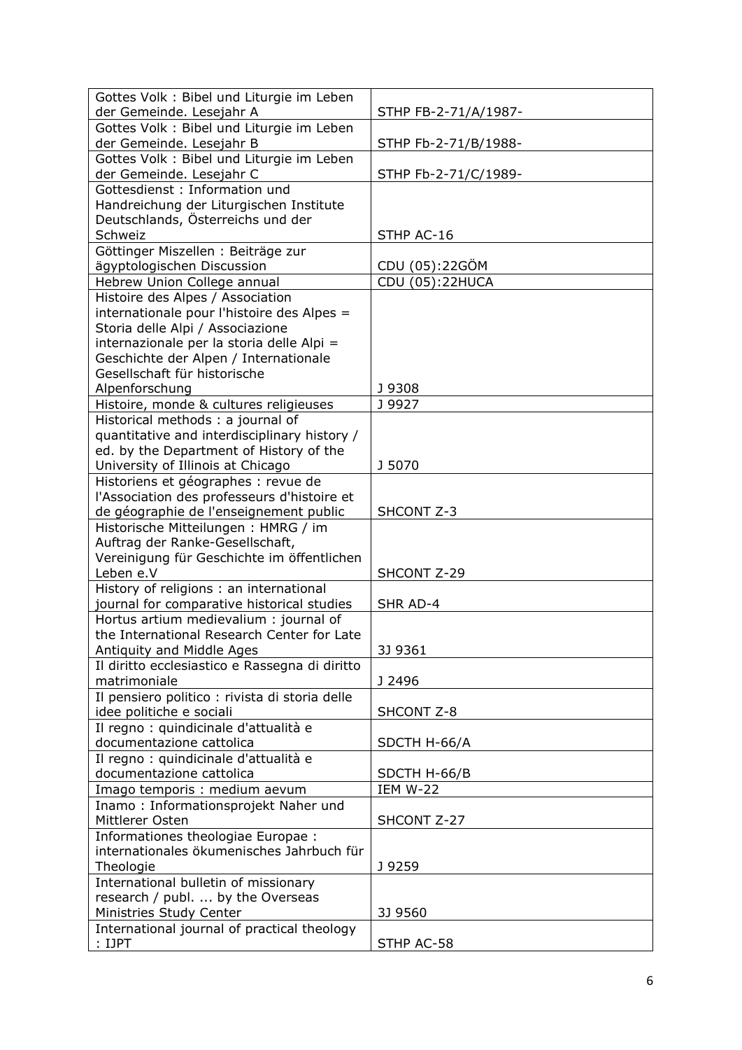| | |
|---|---|
| Gottes Volk : Bibel und Liturgie im Leben der Gemeinde. Lesejahr A | STHP FB-2-71/A/1987- |
| Gottes Volk : Bibel und Liturgie im Leben der Gemeinde. Lesejahr B | STHP Fb-2-71/B/1988- |
| Gottes Volk : Bibel und Liturgie im Leben der Gemeinde. Lesejahr C | STHP Fb-2-71/C/1989- |
| Gottesdienst : Information und Handreichung der Liturgischen Institute Deutschlands, Österreichs und der Schweiz | STHP AC-16 |
| Göttinger Miszellen : Beiträge zur ägyptologischen Discussion | CDU (05):22GÖM |
| Hebrew Union College annual | CDU (05):22HUCA |
| Histoire des Alpes / Association internationale pour l'histoire des Alpes = Storia delle Alpi / Associazione internazionale per la storia delle Alpi = Geschichte der Alpen / Internationale Gesellschaft für historische Alpenforschung | J 9308 |
| Histoire, monde & cultures religieuses | J 9927 |
| Historical methods : a journal of quantitative and interdisciplinary history / ed. by the Department of History of the University of Illinois at Chicago | J 5070 |
| Historiens et géographes : revue de l'Association des professeurs d'histoire et de géographie de l'enseignement public | SHCONT Z-3 |
| Historische Mitteilungen : HMRG / im Auftrag der Ranke-Gesellschaft, Vereinigung für Geschichte im öffentlichen Leben e.V | SHCONT Z-29 |
| History of religions : an international journal for comparative historical studies | SHR AD-4 |
| Hortus artium medievalium : journal of the International Research Center for Late Antiquity and Middle Ages | 3J 9361 |
| Il diritto ecclesiastico e Rassegna di diritto matrimoniale | J 2496 |
| Il pensiero politico : rivista di storia delle idee politiche e sociali | SHCONT Z-8 |
| Il regno : quindicinale d'attualità e documentazione cattolica | SDCTH H-66/A |
| Il regno : quindicinale d'attualità e documentazione cattolica | SDCTH H-66/B |
| Imago temporis : medium aevum | IEM W-22 |
| Inamo : Informationsprojekt Naher und Mittlerer Osten | SHCONT Z-27 |
| Informationes theologiae Europae : internationales ökumenisches Jahrbuch für Theologie | J 9259 |
| International bulletin of missionary research / publ. ... by the Overseas Ministries Study Center | 3J 9560 |
| International journal of practical theology : IJPT | STHP AC-58 |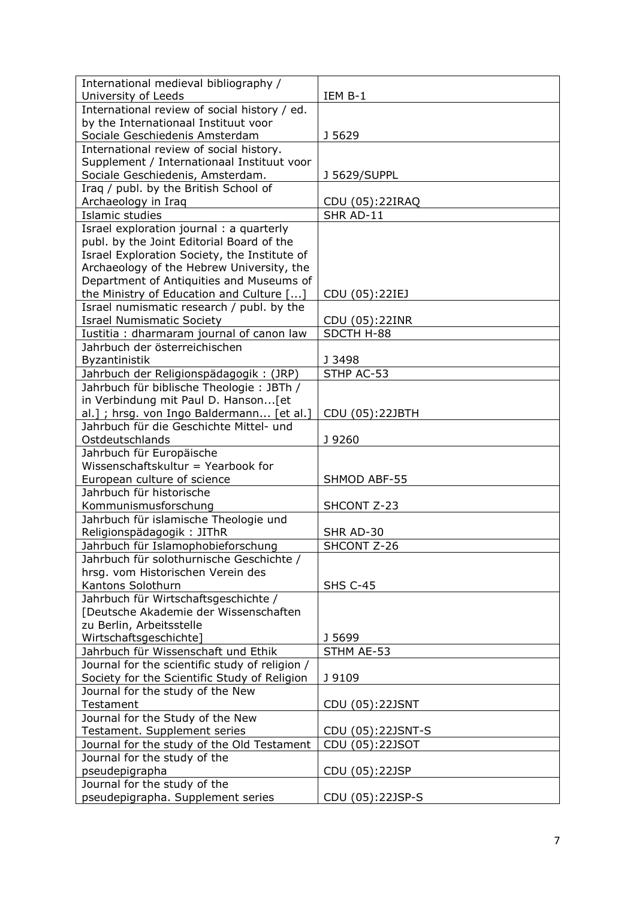| | |
|---|---|
| International medieval bibliography / University of Leeds | IEM B-1 |
| International review of social history / ed. by the Internationaal Instituut voor Sociale Geschiedenis Amsterdam | J 5629 |
| International review of social history. Supplement / Internationaal Instituut voor Sociale Geschiedenis, Amsterdam. | J 5629/SUPPL |
| Iraq / publ. by the British School of Archaeology in Iraq | CDU (05):22IRAQ |
| Islamic studies | SHR AD-11 |
| Israel exploration journal : a quarterly publ. by the Joint Editorial Board of the Israel Exploration Society, the Institute of Archaeology of the Hebrew University, the Department of Antiquities and Museums of the Ministry of Education and Culture [...] | CDU (05):22IEJ |
| Israel numismatic research / publ. by the Israel Numismatic Society | CDU (05):22INR |
| Iustitia : dharmaram journal of canon law | SDCTH H-88 |
| Jahrbuch der österreichischen Byzantinistik | J 3498 |
| Jahrbuch der Religionspädagogik : (JRP) | STHP AC-53 |
| Jahrbuch für biblische Theologie : JBTh / in Verbindung mit Paul D. Hanson...[et al.] ; hrsg. von Ingo Baldermann... [et al.] | CDU (05):22JBTH |
| Jahrbuch für die Geschichte Mittel- und Ostdeutschlands | J 9260 |
| Jahrbuch für Europäische Wissenschaftskultur = Yearbook for European culture of science | SHMOD ABF-55 |
| Jahrbuch für historische Kommunismusforschung | SHCONT Z-23 |
| Jahrbuch für islamische Theologie und Religionspädagogik : JIThR | SHR AD-30 |
| Jahrbuch für Islamophobieforschung | SHCONT Z-26 |
| Jahrbuch für solothurnische Geschichte / hrsg. vom Historischen Verein des Kantons Solothurn | SHS C-45 |
| Jahrbuch für Wirtschaftsgeschichte / [Deutsche Akademie der Wissenschaften zu Berlin, Arbeitsstelle Wirtschaftsgeschichte] | J 5699 |
| Jahrbuch für Wissenschaft und Ethik | STHM AE-53 |
| Journal for the scientific study of religion / Society for the Scientific Study of Religion | J 9109 |
| Journal for the study of the New Testament | CDU (05):22JSNT |
| Journal for the Study of the New Testament. Supplement series | CDU (05):22JSNT-S |
| Journal for the study of the Old Testament | CDU (05):22JSOT |
| Journal for the study of the pseudepigrapha | CDU (05):22JSP |
| Journal for the study of the pseudepigrapha. Supplement series | CDU (05):22JSP-S |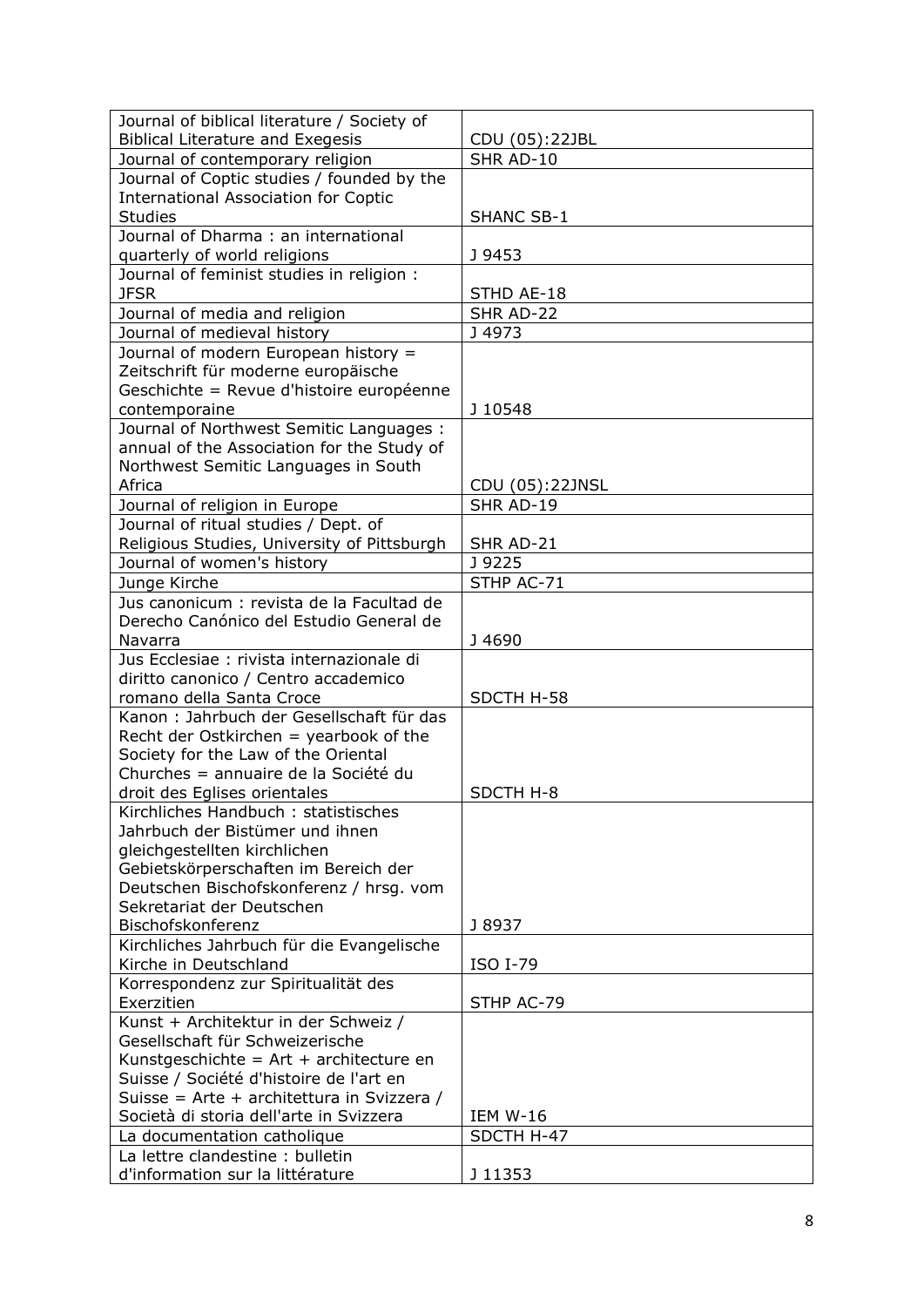| | |
|---|---|
| Journal of biblical literature / Society of Biblical Literature and Exegesis | CDU (05):22JBL |
| Journal of contemporary religion | SHR AD-10 |
| Journal of Coptic studies / founded by the International Association for Coptic Studies | SHANC SB-1 |
| Journal of Dharma : an international quarterly of world religions | J 9453 |
| Journal of feminist studies in religion : JFSR | STHD AE-18 |
| Journal of media and religion | SHR AD-22 |
| Journal of medieval history | J 4973 |
| Journal of modern European history = Zeitschrift für moderne europäische Geschichte = Revue d'histoire européenne contemporaine | J 10548 |
| Journal of Northwest Semitic Languages : annual of the Association for the Study of Northwest Semitic Languages in South Africa | CDU (05):22JNSL |
| Journal of religion in Europe | SHR AD-19 |
| Journal of ritual studies / Dept. of Religious Studies, University of Pittsburgh | SHR AD-21 |
| Journal of women's history | J 9225 |
| Junge Kirche | STHP AC-71 |
| Jus canonicum : revista de la Facultad de Derecho Canónico del Estudio General de Navarra | J 4690 |
| Jus Ecclesiae : rivista internazionale di diritto canonico / Centro accademico romano della Santa Croce | SDCTH H-58 |
| Kanon : Jahrbuch der Gesellschaft für das Recht der Ostkirchen = yearbook of the Society for the Law of the Oriental Churches = annuaire de la Société du droit des Eglises orientales | SDCTH H-8 |
| Kirchliches Handbuch : statistisches Jahrbuch der Bistümer und ihnen gleichgestellten kirchlichen Gebietskörperschaften im Bereich der Deutschen Bischofskonferenz / hrsg. vom Sekretariat der Deutschen Bischofskonferenz | J 8937 |
| Kirchliches Jahrbuch für die Evangelische Kirche in Deutschland | ISO I-79 |
| Korrespondenz zur Spiritualität des Exerzitien | STHP AC-79 |
| Kunst + Architektur in der Schweiz / Gesellschaft für Schweizerische Kunstgeschichte = Art + architecture en Suisse / Société d'histoire de l'art en Suisse = Arte + architettura in Svizzera / Società di storia dell'arte in Svizzera | IEM W-16 |
| La documentation catholique | SDCTH H-47 |
| La lettre clandestine : bulletin d'information sur la littérature | J 11353 |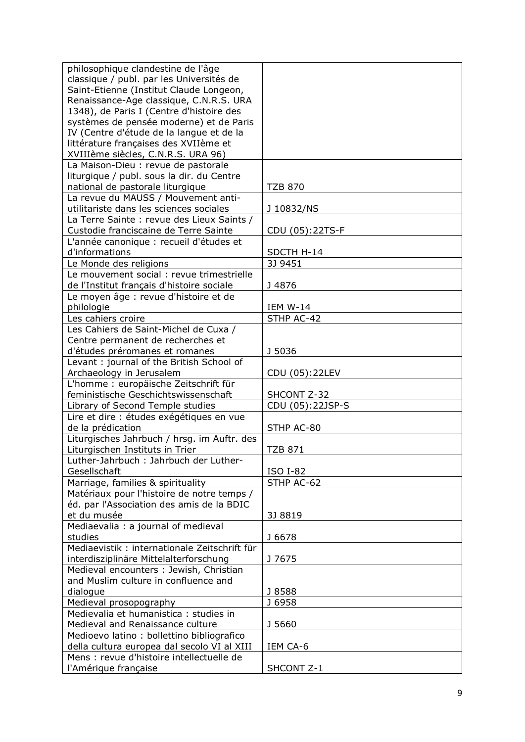| | |
|---|---|
| philosophique clandestine de l'âge classique / publ. par les Universités de Saint-Etienne (Institut Claude Longeon, Renaissance-Age classique, C.N.R.S. URA 1348), de Paris I (Centre d'histoire des systèmes de pensée moderne) et de Paris IV (Centre d'étude de la langue et de la littérature françaises des XVIIème et XVIIIème siècles, C.N.R.S. URA 96) | |
| La Maison-Dieu : revue de pastorale liturgique / publ. sous la dir. du Centre national de pastorale liturgique | TZB 870 |
| La revue du MAUSS / Mouvement anti-utilitariste dans les sciences sociales | J 10832/NS |
| La Terre Sainte : revue des Lieux Saints / Custodie franciscaine de Terre Sainte | CDU (05):22TS-F |
| L'année canonique : recueil d'études et d'informations | SDCTH H-14 |
| Le Monde des religions | 3J 9451 |
| Le mouvement social : revue trimestrielle de l'Institut français d'histoire sociale | J 4876 |
| Le moyen âge : revue d'histoire et de philologie | IEM W-14 |
| Les cahiers croire | STHP AC-42 |
| Les Cahiers de Saint-Michel de Cuxa / Centre permanent de recherches et d'études préromanes et romanes | J 5036 |
| Levant : journal of the British School of Archaeology in Jerusalem | CDU (05):22LEV |
| L'homme : europäische Zeitschrift für feministische Geschichtswissenschaft | SHCONT Z-32 |
| Library of Second Temple studies | CDU (05):22JSP-S |
| Lire et dire : études exégétiques en vue de la prédication | STHP AC-80 |
| Liturgisches Jahrbuch / hrsg. im Auftr. des Liturgischen Instituts in Trier | TZB 871 |
| Luther-Jahrbuch : Jahrbuch der Luther-Gesellschaft | ISO I-82 |
| Marriage, families & spirituality | STHP AC-62 |
| Matériaux pour l'histoire de notre temps / éd. par l'Association des amis de la BDIC et du musée | 3J 8819 |
| Mediaevalia : a journal of medieval studies | J 6678 |
| Mediaevistik : internationale Zeitschrift für interdisziplinäre Mittelalterforschung | J 7675 |
| Medieval encounters : Jewish, Christian and Muslim culture in confluence and dialogue | J 8588 |
| Medieval prosopography | J 6958 |
| Medievalia et humanistica : studies in Medieval and Renaissance culture | J 5660 |
| Medioevo latino : bollettino bibliografico della cultura europea dal secolo VI al XIII | IEM CA-6 |
| Mens : revue d'histoire intellectuelle de l'Amérique française | SHCONT Z-1 |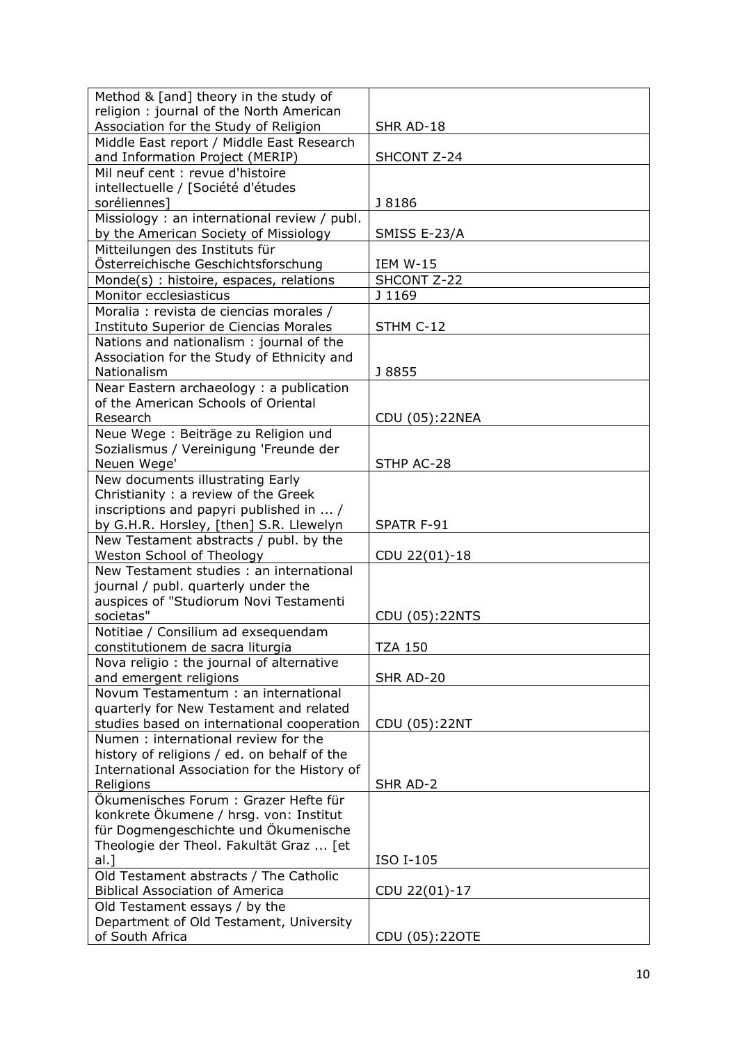| | |
|---|---|
| Method & [and] theory in the study of religion : journal of the North American Association for the Study of Religion | SHR AD-18 |
| Middle East report / Middle East Research and Information Project (MERIP) | SHCONT Z-24 |
| Mil neuf cent : revue d'histoire intellectuelle / [Société d'études soréliennes] | J 8186 |
| Missiology : an international review / publ. by the American Society of Missiology | SMISS E-23/A |
| Mitteilungen des Instituts für Österreichische Geschichtsforschung | IEM W-15 |
| Monde(s) : histoire, espaces, relations | SHCONT Z-22 |
| Monitor ecclesiasticus | J 1169 |
| Moralia : revista de ciencias morales / Instituto Superior de Ciencias Morales | STHM C-12 |
| Nations and nationalism : journal of the Association for the Study of Ethnicity and Nationalism | J 8855 |
| Near Eastern archaeology : a publication of the American Schools of Oriental Research | CDU (05):22NEA |
| Neue Wege : Beiträge zu Religion und Sozialismus / Vereinigung 'Freunde der Neuen Wege' | STHP AC-28 |
| New documents illustrating Early Christianity : a review of the Greek inscriptions and papyri published in ... / by G.H.R. Horsley, [then] S.R. Llewelyn | SPATR F-91 |
| New Testament abstracts / publ. by the Weston School of Theology | CDU 22(01)-18 |
| New Testament studies : an international journal / publ. quarterly under the auspices of "Studiorum Novi Testamenti societas" | CDU (05):22NTS |
| Notitiae / Consilium ad exsequendam constitutionem de sacra liturgia | TZA 150 |
| Nova religio : the journal of alternative and emergent religions | SHR AD-20 |
| Novum Testamentum : an international quarterly for New Testament and related studies based on international cooperation | CDU (05):22NT |
| Numen : international review for the history of religions / ed. on behalf of the International Association for the History of Religions | SHR AD-2 |
| Ökumenisches Forum : Grazer Hefte für konkrete Ökumene / hrsg. von: Institut für Dogmengeschichte und Ökumenische Theologie der Theol. Fakultät Graz ... [et al.] | ISO I-105 |
| Old Testament abstracts / The Catholic Biblical Association of America | CDU 22(01)-17 |
| Old Testament essays / by the Department of Old Testament, University of South Africa | CDU (05):22OTE |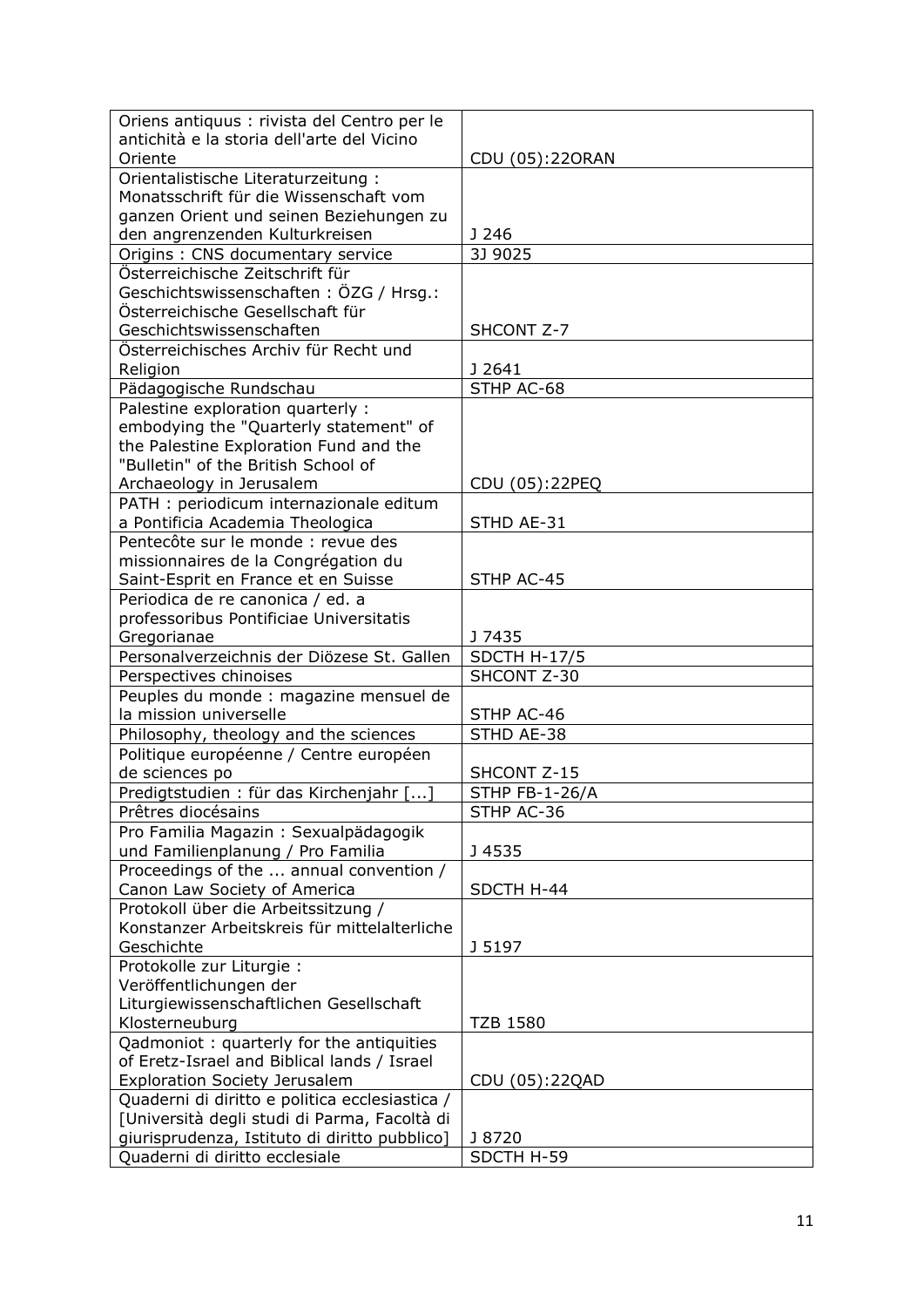| | |
|---|---|
| Oriens antiquus : rivista del Centro per le antichità e la storia dell'arte del Vicino Oriente | CDU (05):22ORAN |
| Orientalistische Literaturzeitung : Monatsschrift für die Wissenschaft vom ganzen Orient und seinen Beziehungen zu den angrenzenden Kulturkreisen | J 246 |
| Origins : CNS documentary service | 3J 9025 |
| Österreichische Zeitschrift für Geschichtswissenschaften : ÖZG / Hrsg.: Österreichische Gesellschaft für Geschichtswissenschaften | SHCONT Z-7 |
| Österreichisches Archiv für Recht und Religion | J 2641 |
| Pädagogische Rundschau | STHP AC-68 |
| Palestine exploration quarterly : embodying the "Quarterly statement" of the Palestine Exploration Fund and the "Bulletin" of the British School of Archaeology in Jerusalem | CDU (05):22PEQ |
| PATH : periodicum internazionale editum a Pontificia Academia Theologica | STHD AE-31 |
| Pentecôte sur le monde : revue des missionnaires de la Congrégation du Saint-Esprit en France et en Suisse | STHP AC-45 |
| Periodica de re canonica / ed. a professoribus Pontificiae Universitatis Gregorianae | J 7435 |
| Personalverzeichnis der Diözese St. Gallen | SDCTH H-17/5 |
| Perspectives chinoises | SHCONT Z-30 |
| Peuples du monde : magazine mensuel de la mission universelle | STHP AC-46 |
| Philosophy, theology and the sciences | STHD AE-38 |
| Politique européenne / Centre européen de sciences po | SHCONT Z-15 |
| Predigtstudien : für das Kirchenjahr [...] | STHP FB-1-26/A |
| Prêtres diocésains | STHP AC-36 |
| Pro Familia Magazin : Sexualpädagogik und Familienplanung / Pro Familia | J 4535 |
| Proceedings of the ... annual convention / Canon Law Society of America | SDCTH H-44 |
| Protokoll über die Arbeitssitzung / Konstanzer Arbeitskreis für mittelalterliche Geschichte | J 5197 |
| Protokolle zur Liturgie : Veröffentlichungen der Liturgiewissenschaftlichen Gesellschaft Klosterneuburg | TZB 1580 |
| Qadmoniot : quarterly for the antiquities of Eretz-Israel and Biblical lands / Israel Exploration Society Jerusalem | CDU (05):22QAD |
| Quaderni di diritto e politica ecclesiastica / [Università degli studi di Parma, Facoltà di giurisprudenza, Istituto di diritto pubblico] | J 8720 |
| Quaderni di diritto ecclesiale | SDCTH H-59 |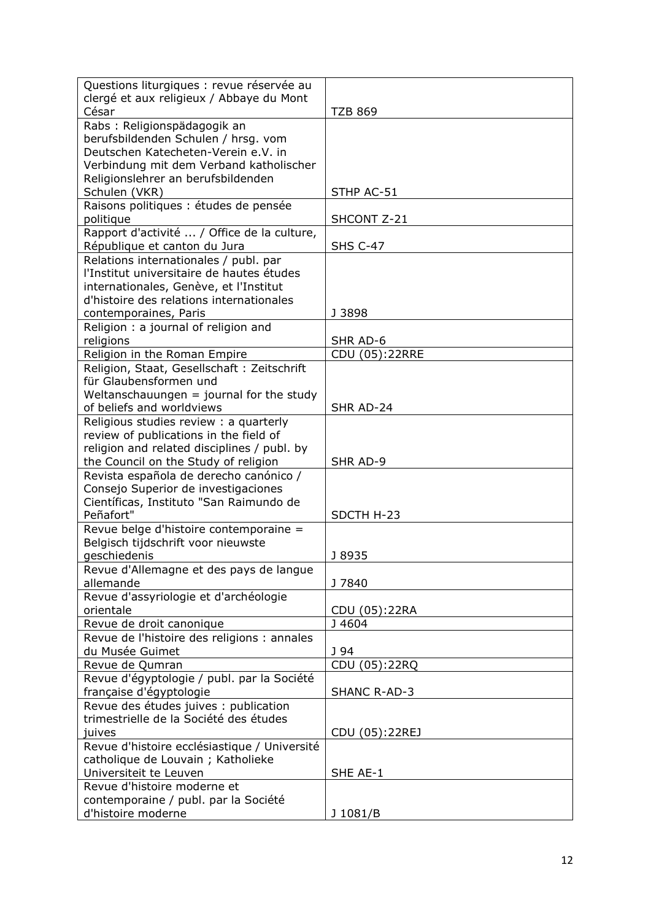| | |
|---|---|
| Questions liturgiques : revue réservée au clergé et aux religieux / Abbaye du Mont César | TZB 869 |
| Rabs : Religionspädagogik an berufsbildenden Schulen / hrsg. vom Deutschen Katecheten-Verein e.V. in Verbindung mit dem Verband katholischer Religionslehrer an berufsbildenden Schulen (VKR) | STHP AC-51 |
| Raisons politiques : études de pensée politique | SHCONT Z-21 |
| Rapport d'activité ... / Office de la culture, République et canton du Jura | SHS C-47 |
| Relations internationales / publ. par l'Institut universitaire de hautes études internationales, Genève, et l'Institut d'histoire des relations internationales contemporaines, Paris | J 3898 |
| Religion : a journal of religion and religions | SHR AD-6 |
| Religion in the Roman Empire | CDU (05):22RRE |
| Religion, Staat, Gesellschaft : Zeitschrift für Glaubensformen und Weltanschauungen = journal for the study of beliefs and worldviews | SHR AD-24 |
| Religious studies review : a quarterly review of publications in the field of religion and related disciplines / publ. by the Council on the Study of religion | SHR AD-9 |
| Revista española de derecho canónico / Consejo Superior de investigaciones Científicas, Instituto "San Raimundo de Peñafort" | SDCTH H-23 |
| Revue belge d'histoire contemporaine = Belgisch tijdschrift voor nieuwste geschiedenis | J 8935 |
| Revue d'Allemagne et des pays de langue allemande | J 7840 |
| Revue d'assyriologie et d'archéologie orientale | CDU (05):22RA |
| Revue de droit canonique | J 4604 |
| Revue de l'histoire des religions : annales du Musée Guimet | J 94 |
| Revue de Qumran | CDU (05):22RQ |
| Revue d'égyptologie / publ. par la Société française d'égyptologie | SHANC R-AD-3 |
| Revue des études juives : publication trimestrielle de la Société des études juives | CDU (05):22REJ |
| Revue d'histoire ecclésiastique / Université catholique de Louvain ; Katholieke Universiteit te Leuven | SHE AE-1 |
| Revue d'histoire moderne et contemporaine / publ. par la Société d'histoire moderne | J 1081/B |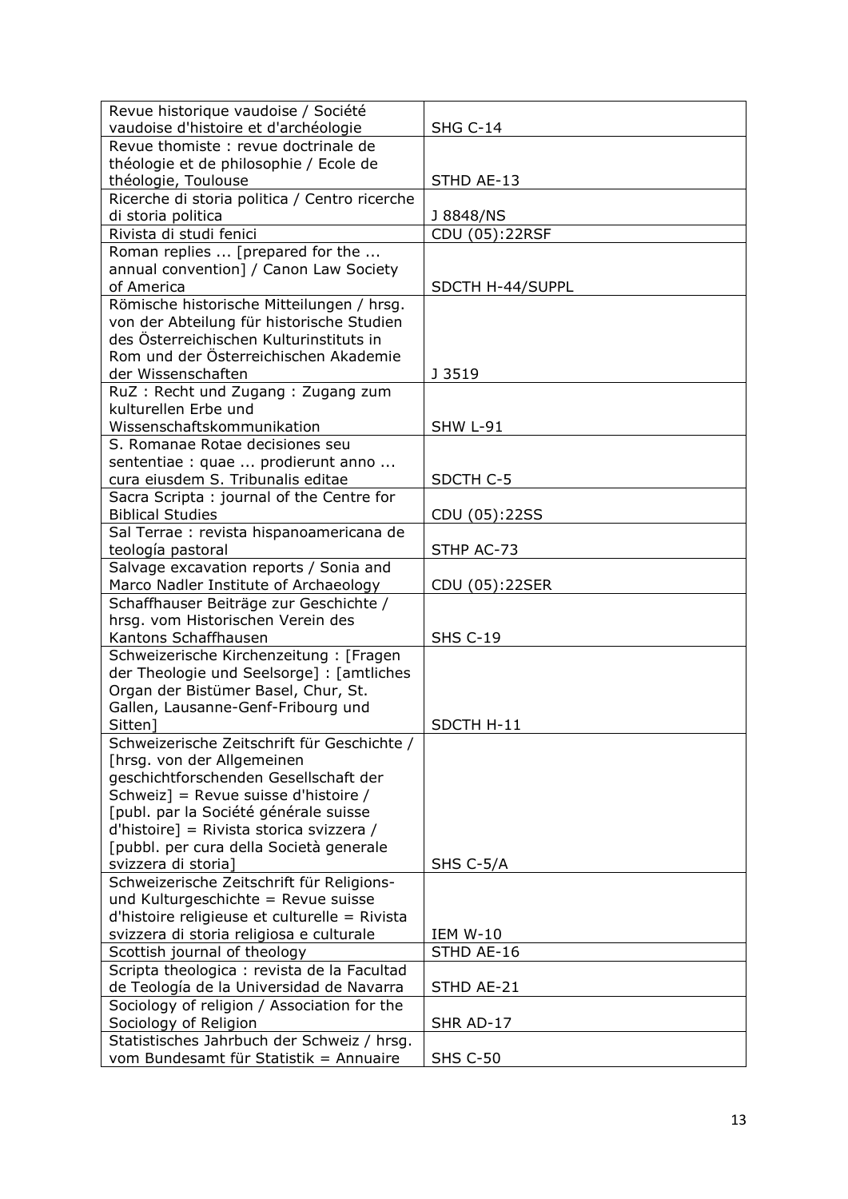| | |
|---|---|
| Revue historique vaudoise / Société vaudoise d'histoire et d'archéologie | SHG C-14 |
| Revue thomiste : revue doctrinale de théologie et de philosophie / Ecole de théologie, Toulouse | STHD AE-13 |
| Ricerche di storia politica / Centro ricerche di storia politica | J 8848/NS |
| Rivista di studi fenici | CDU (05):22RSF |
| Roman replies ... [prepared for the ... annual convention] / Canon Law Society of America | SDCTH H-44/SUPPL |
| Römische historische Mitteilungen / hrsg. von der Abteilung für historische Studien des Österreichischen Kulturinstituts in Rom und der Österreichischen Akademie der Wissenschaften | J 3519 |
| RuZ : Recht und Zugang : Zugang zum kulturellen Erbe und Wissenschaftskommunikation | SHW L-91 |
| S. Romanae Rotae decisiones seu sententiae : quae ... prodierunt anno ... cura eiusdem S. Tribunalis editae | SDCTH C-5 |
| Sacra Scripta : journal of the Centre for Biblical Studies | CDU (05):22SS |
| Sal Terrae : revista hispanoamericana de teología pastoral | STHP AC-73 |
| Salvage excavation reports / Sonia and Marco Nadler Institute of Archaeology | CDU (05):22SER |
| Schaffhauser Beiträge zur Geschichte / hrsg. vom Historischen Verein des Kantons Schaffhausen | SHS C-19 |
| Schweizerische Kirchenzeitung : [Fragen der Theologie und Seelsorge] : [amtliches Organ der Bistümer Basel, Chur, St. Gallen, Lausanne-Genf-Fribourg und Sitten] | SDCTH H-11 |
| Schweizerische Zeitschrift für Geschichte / [hrsg. von der Allgemeinen geschichtforschenden Gesellschaft der Schweiz] = Revue suisse d'histoire / [publ. par la Société générale suisse d'histoire] = Rivista storica svizzera / [pubbl. per cura della Società generale svizzera di storia] | SHS C-5/A |
| Schweizerische Zeitschrift für Religions- und Kulturgeschichte = Revue suisse d'histoire religieuse et culturelle = Rivista svizzera di storia religiosa e culturale | IEM W-10 |
| Scottish journal of theology | STHD AE-16 |
| Scripta theologica : revista de la Facultad de Teología de la Universidad de Navarra | STHD AE-21 |
| Sociology of religion / Association for the Sociology of Religion | SHR AD-17 |
| Statistisches Jahrbuch der Schweiz / hrsg. vom Bundesamt für Statistik = Annuaire | SHS C-50 |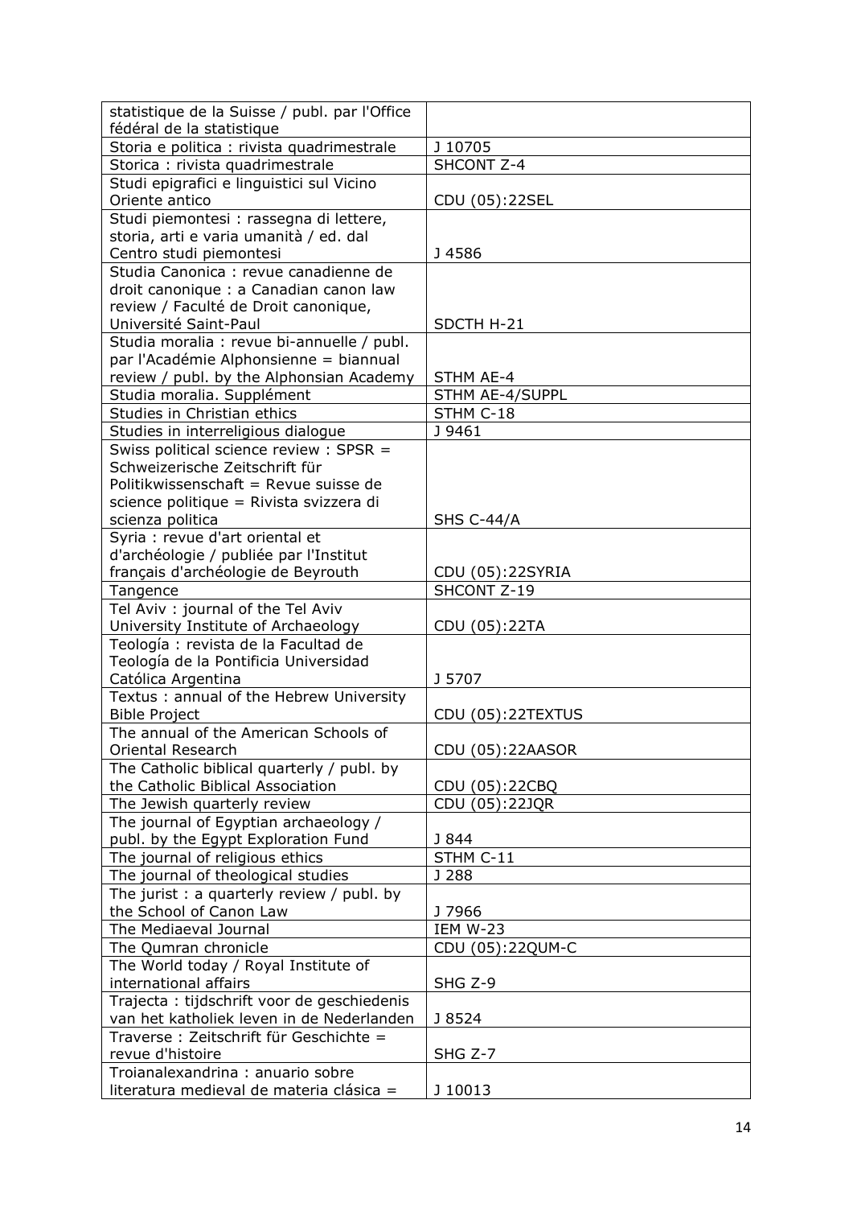| | |
|---|---|
| statistique de la Suisse / publ. par l'Office fédéral de la statistique | |
| Storia e politica : rivista quadrimestrale | J 10705 |
| Storica : rivista quadrimestrale | SHCONT Z-4 |
| Studi epigrafici e linguistici sul Vicino Oriente antico | CDU (05):22SEL |
| Studi piemontesi : rassegna di lettere, storia, arti e varia umanità / ed. dal Centro studi piemontesi | J 4586 |
| Studia Canonica : revue canadienne de droit canonique : a Canadian canon law review / Faculté de Droit canonique, Université Saint-Paul | SDCTH H-21 |
| Studia moralia : revue bi-annuelle / publ. par l'Académie Alphonsienne = biannual review / publ. by the Alphonsian Academy | STHM AE-4 |
| Studia moralia. Supplément | STHM AE-4/SUPPL |
| Studies in Christian ethics | STHM C-18 |
| Studies in interreligious dialogue | J 9461 |
| Swiss political science review : SPSR = Schweizerische Zeitschrift für Politikwissenschaft = Revue suisse de science politique = Rivista svizzera di scienza politica | SHS C-44/A |
| Syria : revue d'art oriental et d'archéologie / publiée par l'Institut français d'archéologie de Beyrouth | CDU (05):22SYRIA |
| Tangence | SHCONT Z-19 |
| Tel Aviv : journal of the Tel Aviv University Institute of Archaeology | CDU (05):22TA |
| Teología : revista de la Facultad de Teología de la Pontificia Universidad Católica Argentina | J 5707 |
| Textus : annual of the Hebrew University Bible Project | CDU (05):22TEXTUS |
| The annual of the American Schools of Oriental Research | CDU (05):22AASOR |
| The Catholic biblical quarterly / publ. by the Catholic Biblical Association | CDU (05):22CBQ |
| The Jewish quarterly review | CDU (05):22JQR |
| The journal of Egyptian archaeology / publ. by the Egypt Exploration Fund | J 844 |
| The journal of religious ethics | STHM C-11 |
| The journal of theological studies | J 288 |
| The jurist : a quarterly review / publ. by the School of Canon Law | J 7966 |
| The Mediaeval Journal | IEM W-23 |
| The Qumran chronicle | CDU (05):22QUM-C |
| The World today / Royal Institute of international affairs | SHG Z-9 |
| Trajecta : tijdschrift voor de geschiedenis van het katholiek leven in de Nederlanden | J 8524 |
| Traverse : Zeitschrift für Geschichte = revue d'histoire | SHG Z-7 |
| Troianalexandrina : anuario sobre literatura medieval de materia clásica = | J 10013 |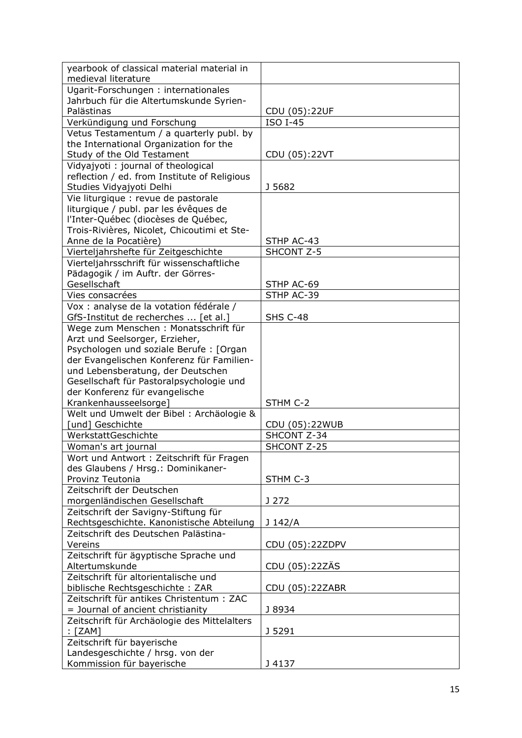| | |
|---|---|
| yearbook of classical material material in medieval literature | |
| Ugarit-Forschungen : internationales Jahrbuch für die Altertumskunde Syrien-Palästinas | CDU (05):22UF |
| Verkündigung und Forschung | ISO I-45 |
| Vetus Testamentum / a quarterly publ. by the International Organization for the Study of the Old Testament | CDU (05):22VT |
| Vidyajyoti : journal of theological reflection / ed. from Institute of Religious Studies Vidyajyoti Delhi | J 5682 |
| Vie liturgique : revue de pastorale liturgique / publ. par les évêques de l'Inter-Québec (diocèses de Québec, Trois-Rivières, Nicolet, Chicoutimi et Ste-Anne de la Pocatière) | STHP AC-43 |
| Vierteljahrshefte für Zeitgeschichte | SHCONT Z-5 |
| Vierteljahrsschrift für wissenschaftliche Pädagogik / im Auftr. der Görres-Gesellschaft | STHP AC-69 |
| Vies consacrées | STHP AC-39 |
| Vox : analyse de la votation fédérale / GfS-Institut de recherches ... [et al.] | SHS C-48 |
| Wege zum Menschen : Monatsschrift für Arzt und Seelsorger, Erzieher, Psychologen und soziale Berufe : [Organ der Evangelischen Konferenz für Familien- und Lebensberatung, der Deutschen Gesellschaft für Pastoralpsychologie und der Konferenz für evangelische Krankenhausseelsorge] | STHM C-2 |
| Welt und Umwelt der Bibel : Archäologie & [und] Geschichte | CDU (05):22WUB |
| WerkstattGeschichte | SHCONT Z-34 |
| Woman's art journal | SHCONT Z-25 |
| Wort und Antwort : Zeitschrift für Fragen des Glaubens / Hrsg.: Dominikaner-Provinz Teutonia | STHM C-3 |
| Zeitschrift der Deutschen morgenländischen Gesellschaft | J 272 |
| Zeitschrift der Savigny-Stiftung für Rechtsgeschichte. Kanonistische Abteilung | J 142/A |
| Zeitschrift des Deutschen Palästina-Vereins | CDU (05):22ZDPV |
| Zeitschrift für ägyptische Sprache und Altertumskunde | CDU (05):22ZÄS |
| Zeitschrift für altorientalische und biblische Rechtsgeschichte : ZAR | CDU (05):22ZABR |
| Zeitschrift für antikes Christentum : ZAC = Journal of ancient christianity | J 8934 |
| Zeitschrift für Archäologie des Mittelalters : [ZAM] | J 5291 |
| Zeitschrift für bayerische Landesgeschichte / hrsg. von der Kommission für bayerische | J 4137 |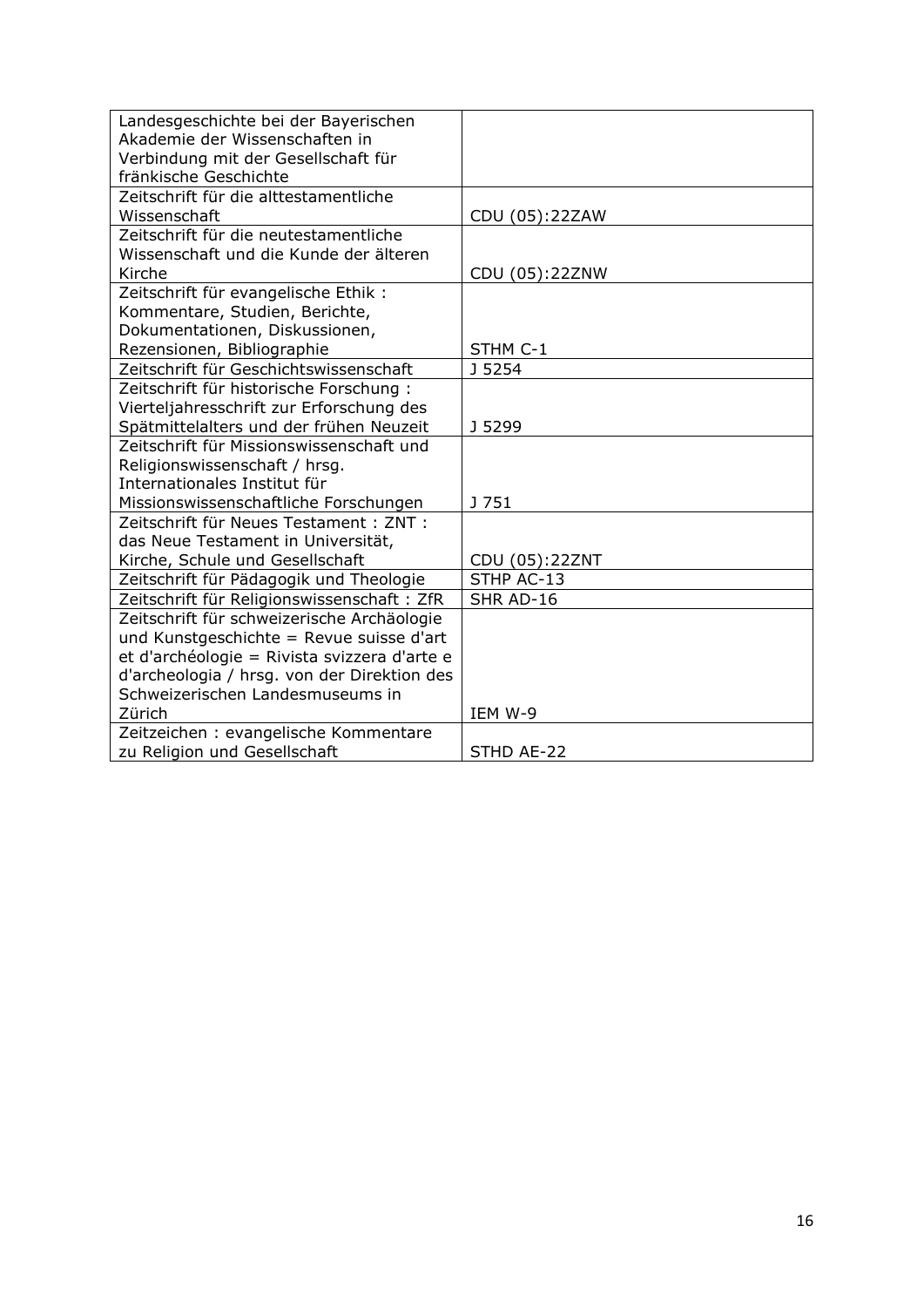| | |
|---|---|
| Landesgeschichte bei der Bayerischen Akademie der Wissenschaften in Verbindung mit der Gesellschaft für fränkische Geschichte | |
| Zeitschrift für die alttestamentliche Wissenschaft | CDU (05):22ZAW |
| Zeitschrift für die neutestamentliche Wissenschaft und die Kunde der älteren Kirche | CDU (05):22ZNW |
| Zeitschrift für evangelische Ethik : Kommentare, Studien, Berichte, Dokumentationen, Diskussionen, Rezensionen, Bibliographie | STHM C-1 |
| Zeitschrift für Geschichtswissenschaft | J 5254 |
| Zeitschrift für historische Forschung : Vierteljahresschrift zur Erforschung des Spätmittelalters und der frühen Neuzeit | J 5299 |
| Zeitschrift für Missionswissenschaft und Religionswissenschaft / hrsg. Internationales Institut für Missionswissenschaftliche Forschungen | J 751 |
| Zeitschrift für Neues Testament : ZNT : das Neue Testament in Universität, Kirche, Schule und Gesellschaft | CDU (05):22ZNT |
| Zeitschrift für Pädagogik und Theologie | STHP AC-13 |
| Zeitschrift für Religionswissenschaft : ZfR | SHR AD-16 |
| Zeitschrift für schweizerische Archäologie und Kunstgeschichte = Revue suisse d'art et d'archéologie = Rivista svizzera d'arte e d'archeologia / hrsg. von der Direktion des Schweizerischen Landesmuseums in Zürich | IEM W-9 |
| Zeitzeichen : evangelische Kommentare zu Religion und Gesellschaft | STHD AE-22 |